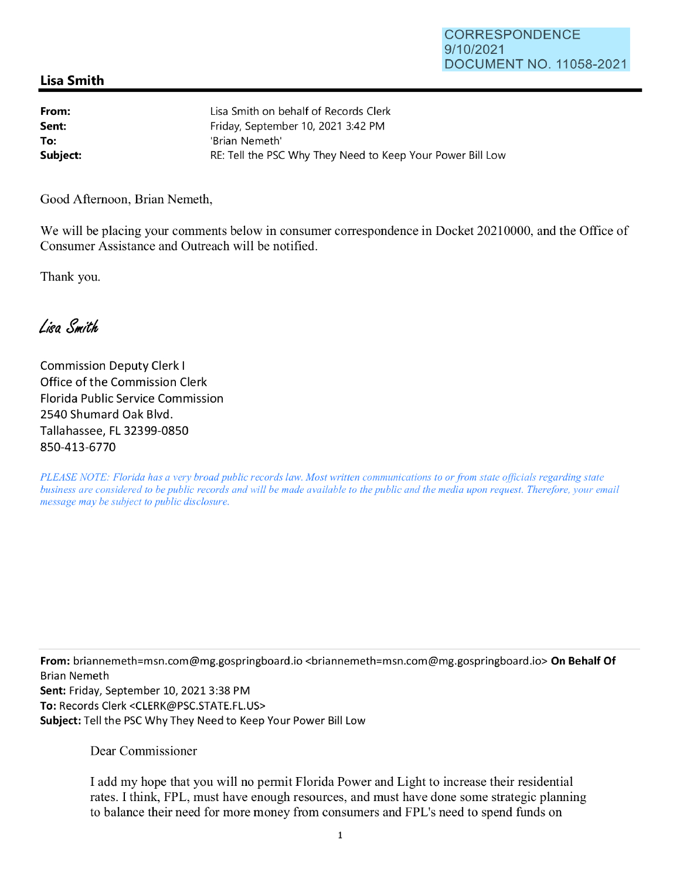CORRESPONDENCE
9/10/2021
DOCUMENT NO. 11058-2021

## Lisa Smith

**From:** Lisa Smith on behalf of Records Clerk
**Sent:** Friday, September 10, 2021 3:42 PM
**To:** 'Brian Nemeth'
**Subject:** RE: Tell the PSC Why They Need to Keep Your Power Bill Low

Good Afternoon, Brian Nemeth,

We will be placing your comments below in consumer correspondence in Docket 20210000, and the Office of Consumer Assistance and Outreach will be notified.

Thank you.

*Lisa Smith*

Commission Deputy Clerk I
Office of the Commission Clerk
Florida Public Service Commission
2540 Shumard Oak Blvd.
Tallahassee, FL 32399-0850
850-413-6770

*PLEASE NOTE: Florida has a very broad public records law. Most written communications to or from state officials regarding state business are considered to be public records and will be made available to the public and the media upon request. Therefore, your email message may be subject to public disclosure.*

---

**From:** briannemeth=msn.com@mg.gospringboard.io <briannemeth=msn.com@mg.gospringboard.io> **On Behalf Of** Brian Nemeth
**Sent:** Friday, September 10, 2021 3:38 PM
**To:** Records Clerk <CLERK@PSC.STATE.FL.US>
**Subject:** Tell the PSC Why They Need to Keep Your Power Bill Low

Dear Commissioner

I add my hope that you will no permit Florida Power and Light to increase their residential rates. I think, FPL, must have enough resources, and must have done some strategic planning to balance their need for more money from consumers and FPL's need to spend funds on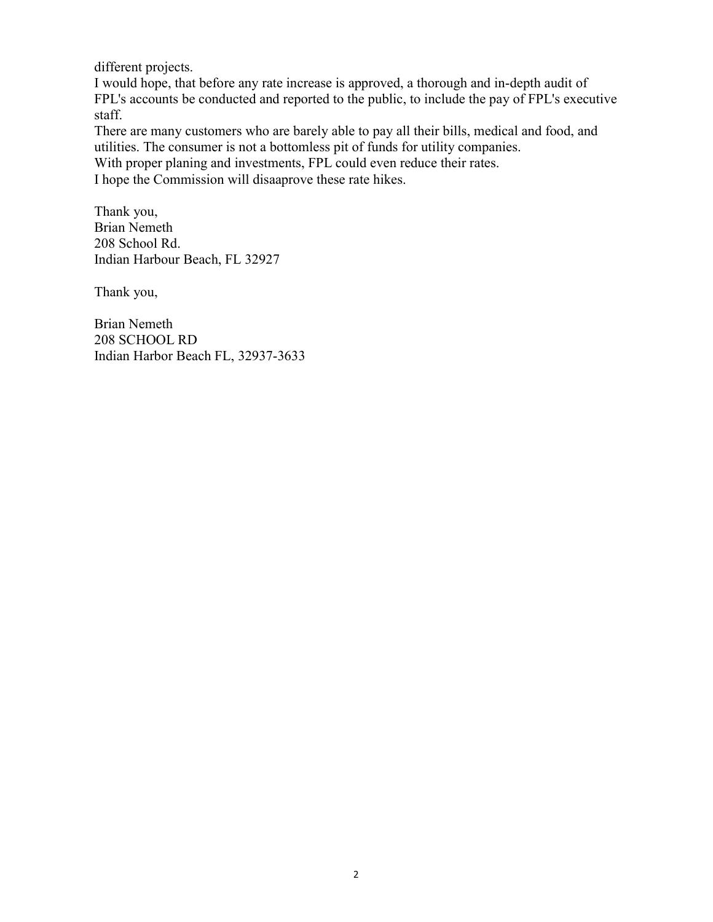different projects.
I would hope, that before any rate increase is approved, a thorough and in-depth audit of FPL's accounts be conducted and reported to the public, to include the pay of FPL's executive staff.
There are many customers who are barely able to pay all their bills, medical and food, and utilities. The consumer is not a bottomless pit of funds for utility companies.
With proper planing and investments, FPL could even reduce their rates.
I hope the Commission will disaaprove these rate hikes.

Thank you,
Brian Nemeth
208 School Rd.
Indian Harbour Beach, FL 32927

Thank you,

Brian Nemeth
208 SCHOOL RD
Indian Harbor Beach FL, 32937-3633